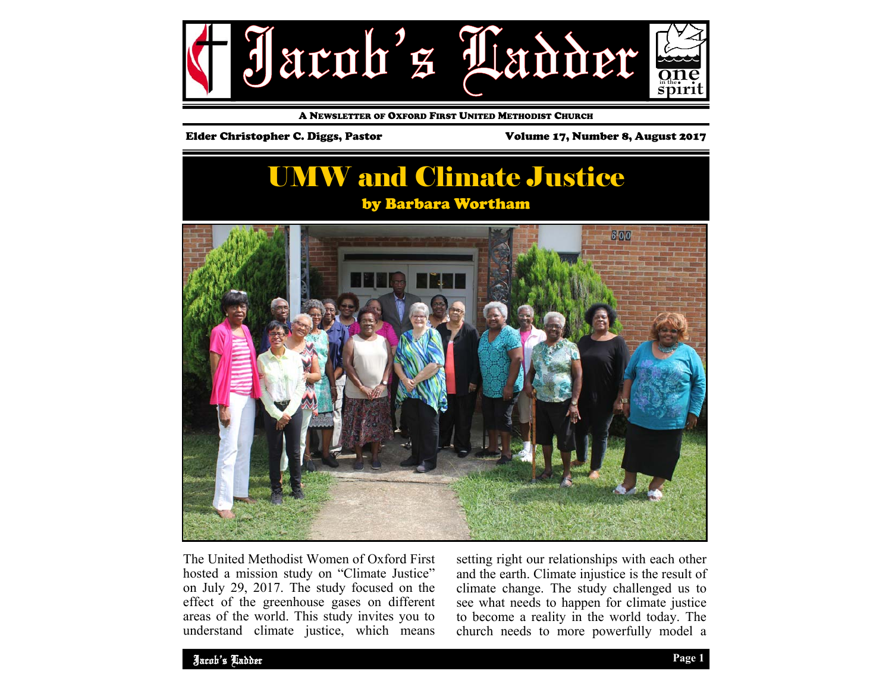# Jacob's Ladder

A NEWSLETTER OF OXFORD FIRST UNITED METHODIST CHURCH

Elder Christopher C. Diggs, Pastor

Volume 17, Number 8, August 2017

## UMW and Climate Justice

### by Barbara Wortham

The United Methodist Women of Oxford First hosted a mission study on "Climate Justice" on July 29, 2017. The study focused on the effect of the greenhouse gases on different areas of the world. This study invites you to understand climate justice, which means setting right our relationships with each other and the earth. Climate injustice is the result of climate change. The study challenged us to see what needs to happen for climate justice to become a reality in the world today. The church needs to more powerfully model a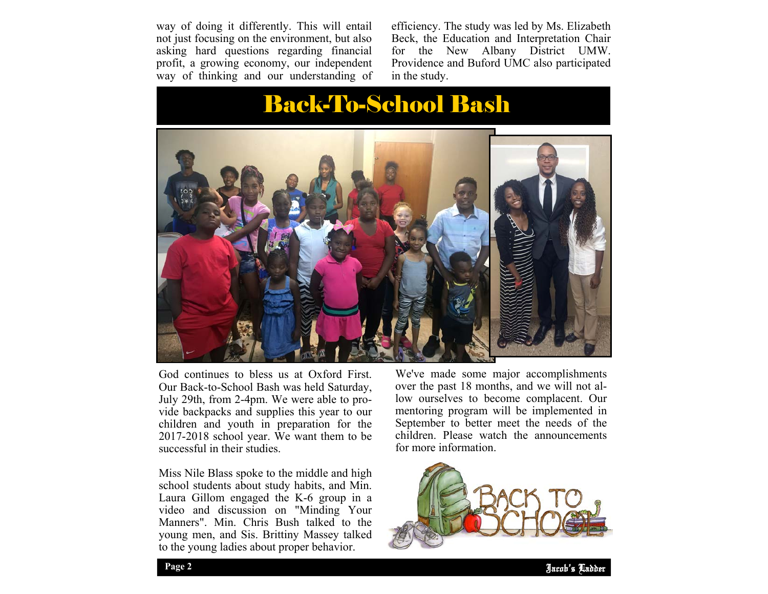way of doing it differently. This will entail not just focusing on the environment, but also asking hard questions regarding financial profit, a growing economy, our independent way of thinking and our understanding of efficiency. The study was led by Ms. Elizabeth Beck, the Education and Interpretation Chair for the New Albany District UMW. Providence and Buford UMC also participated in the study.

# Back-To-School Bash

God continues to bless us at Oxford First. Our Back-to-School Bash was held Saturday, July 29th, from 2-4pm. We were able to provide backpacks and supplies this year to our children and youth in preparation for the 2017-2018 school year. We want them to be successful in their studies.

Miss Nile Blass spoke to the middle and high school students about study habits, and Min. Laura Gillom engaged the K-6 group in a video and discussion on "Minding Your Manners". Min. Chris Bush talked to the young men, and Sis. Brittiny Massey talked to the young ladies about proper behavior.

We've made some major accomplishments over the past 18 months, and we will not allow ourselves to become complacent. Our mentoring program will be implemented in September to better meet the needs of the children. Please watch the announcements for more information.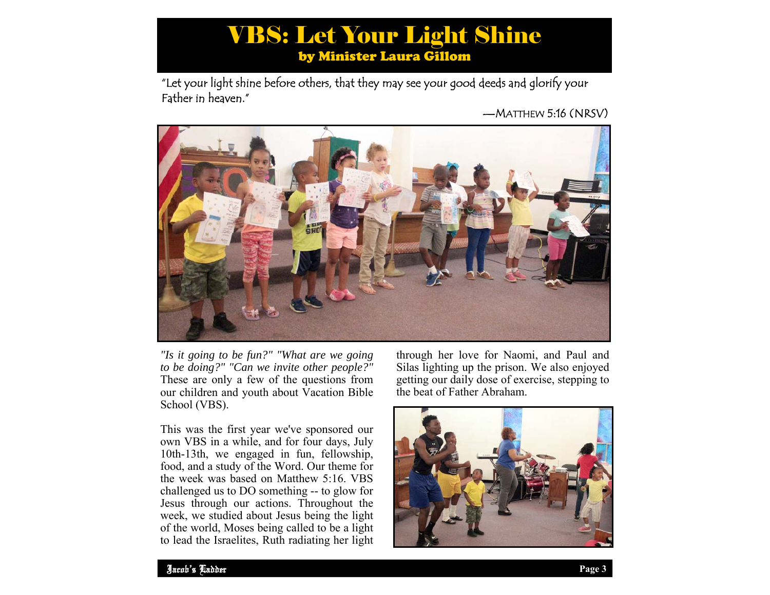# VBS: Let Your Light Shine

## by Minister Laura Gillom

"Let your light shine before others, that they may see your good deeds and glorify your Father in heaven."

—MATTHEW 5:16 (NRSV)

*"Is it going to be fun?" "What are we going to be doing?" "Can we invite other people?"* These are only a few of the questions from our children and youth about Vacation Bible School (VBS).

This was the first year we've sponsored our own VBS in a while, and for four days, July 10th-13th, we engaged in fun, fellowship, food, and a study of the Word. Our theme for the week was based on Matthew 5:16. VBS challenged us to DO something -- to glow for Jesus through our actions. Throughout the week, we studied about Jesus being the light of the world, Moses being called to be a light to lead the Israelites, Ruth radiating her light through her love for Naomi, and Paul and Silas lighting up the prison. We also enjoyed getting our daily dose of exercise, stepping to the beat of Father Abraham.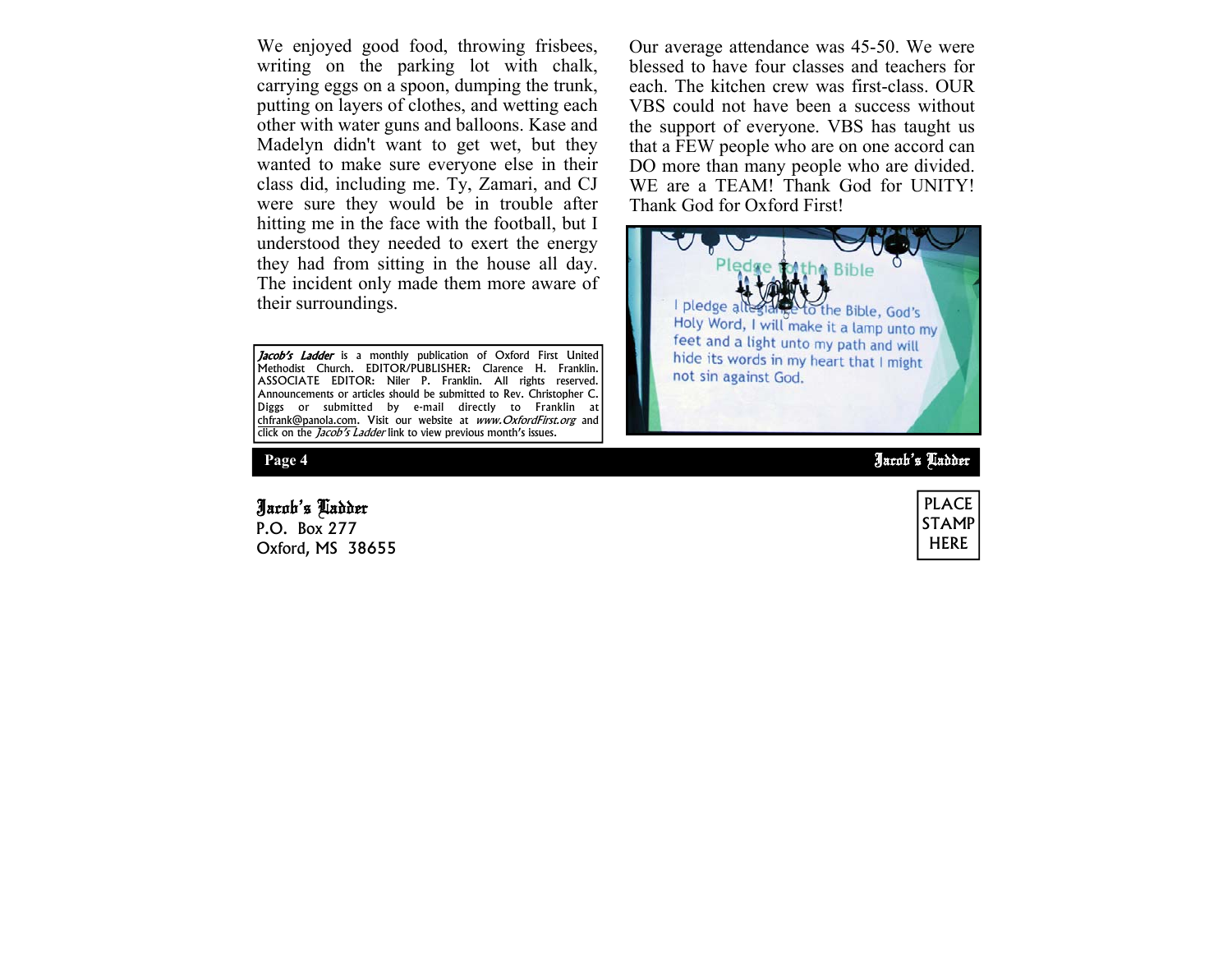We enjoyed good food, throwing frisbees, writing on the parking lot with chalk, carrying eggs on a spoon, dumping the trunk, putting on layers of clothes, and wetting each other with water guns and balloons. Kase and Madelyn didn't want to get wet, but they wanted to make sure everyone else in their class did, including me. Ty, Zamari, and CJ were sure they would be in trouble after hitting me in the face with the football, but I understood they needed to exert the energy they had from sitting in the house all day. The incident only made them more aware of their surroundings.

Our average attendance was 45-50. We were blessed to have four classes and teachers for each. The kitchen crew was first-class. OUR VBS could not have been a success without the support of everyone. VBS has taught us that a FEW people who are on one accord can DO more than many people who are divided. WE are a TEAM! Thank God for UNITY! Thank God for Oxford First!

Pledge to the Bible

I pledge allegiance to the Bible, God's Holy Word, I will make it a lamp unto my feet and a light unto my path and will hide its words in my heart that I might not sin against God.

*Jacob's Ladder* is a monthly publication of Oxford First United Methodist Church. EDITOR/PUBLISHER: Clarence H. Franklin. ASSOCIATE EDITOR: Niler P. Franklin. All rights reserved. Announcements or articles should be submitted to Rev. Christopher C. Diggs or submitted by e-mail directly to Franklin at chfrank@panola.com. Visit our website at *www.OxfordFirst.org* and click on the *Jacob's Ladder* link to view previous month's issues.

Jacob's Ladder
P.O. Box 277
Oxford, MS 38655

PLACE STAMP HERE